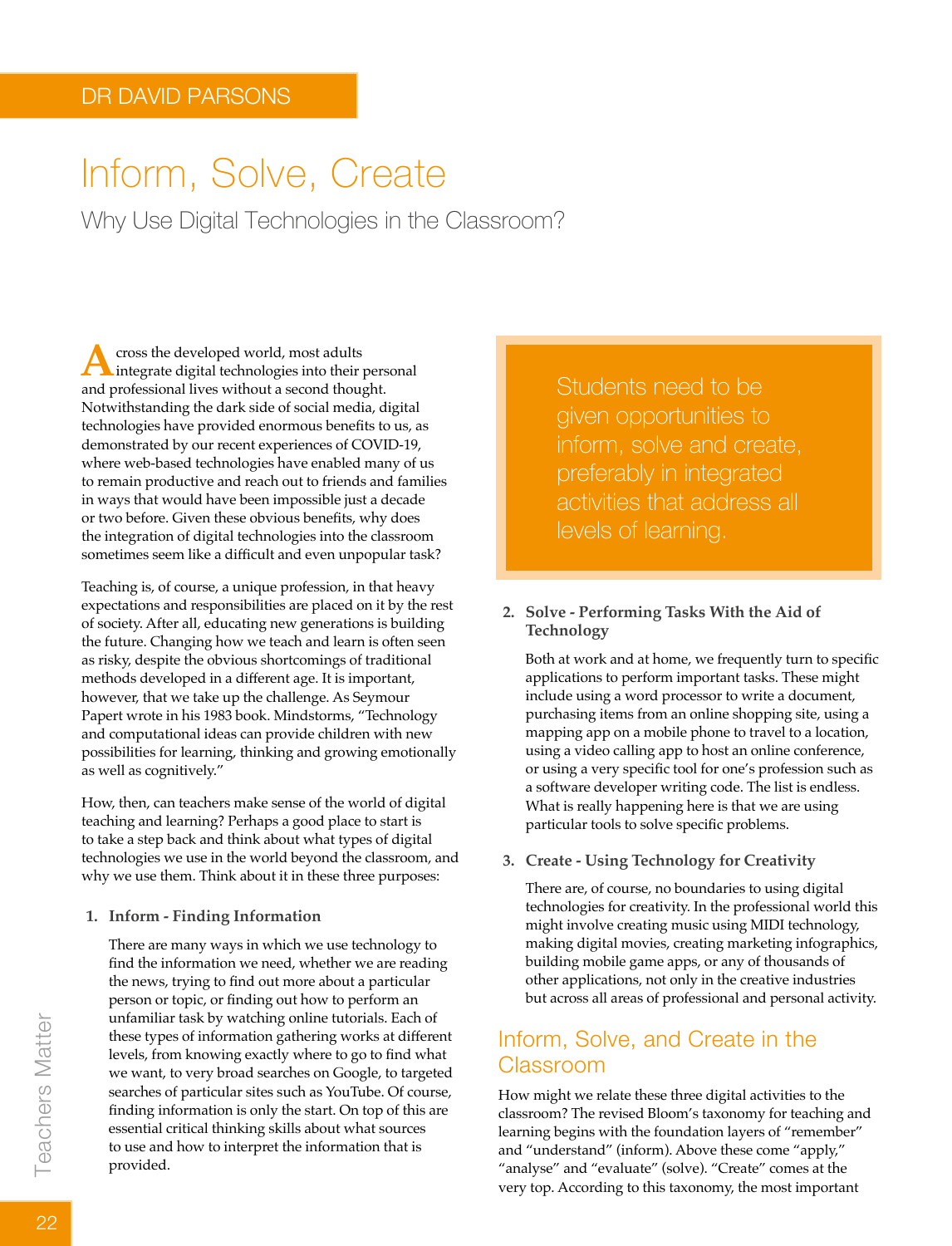DR DAVID PARSONS

# Inform, Solve, Create

## Why Use Digital Technologies in the Classroom?

Across the developed world, most adults integrate digital technologies into their personal and professional lives without a second thought. Notwithstanding the dark side of social media, digital technologies have provided enormous benefits to us, as demonstrated by our recent experiences of COVID-19, where web-based technologies have enabled many of us to remain productive and reach out to friends and families in ways that would have been impossible just a decade or two before. Given these obvious benefits, why does the integration of digital technologies into the classroom sometimes seem like a difficult and even unpopular task?

Teaching is, of course, a unique profession, in that heavy expectations and responsibilities are placed on it by the rest of society. After all, educating new generations is building the future. Changing how we teach and learn is often seen as risky, despite the obvious shortcomings of traditional methods developed in a different age. It is important, however, that we take up the challenge. As Seymour Papert wrote in his 1983 book. Mindstorms, "Technology and computational ideas can provide children with new possibilities for learning, thinking and growing emotionally as well as cognitively."

How, then, can teachers make sense of the world of digital teaching and learning? Perhaps a good place to start is to take a step back and think about what types of digital technologies we use in the world beyond the classroom, and why we use them. Think about it in these three purposes:

1. **Inform - Finding Information**

   There are many ways in which we use technology to find the information we need, whether we are reading the news, trying to find out more about a particular person or topic, or finding out how to perform an unfamiliar task by watching online tutorials. Each of these types of information gathering works at different levels, from knowing exactly where to go to find what we want, to very broad searches on Google, to targeted searches of particular sites such as YouTube. Of course, finding information is only the start. On top of this are essential critical thinking skills about what sources to use and how to interpret the information that is provided.

> Students need to be given opportunities to inform, solve and create, preferably in integrated activities that address all levels of learning.

2. **Solve - Performing Tasks With the Aid of Technology**

   Both at work and at home, we frequently turn to specific applications to perform important tasks. These might include using a word processor to write a document, purchasing items from an online shopping site, using a mapping app on a mobile phone to travel to a location, using a video calling app to host an online conference, or using a very specific tool for one's profession such as a software developer writing code. The list is endless. What is really happening here is that we are using particular tools to solve specific problems.

3. **Create - Using Technology for Creativity**

   There are, of course, no boundaries to using digital technologies for creativity. In the professional world this might involve creating music using MIDI technology, making digital movies, creating marketing infographics, building mobile game apps, or any of thousands of other applications, not only in the creative industries but across all areas of professional and personal activity.

## Inform, Solve, and Create in the Classroom

How might we relate these three digital activities to the classroom? The revised Bloom's taxonomy for teaching and learning begins with the foundation layers of "remember" and "understand" (inform). Above these come "apply," "analyse" and "evaluate" (solve). "Create" comes at the very top. According to this taxonomy, the most important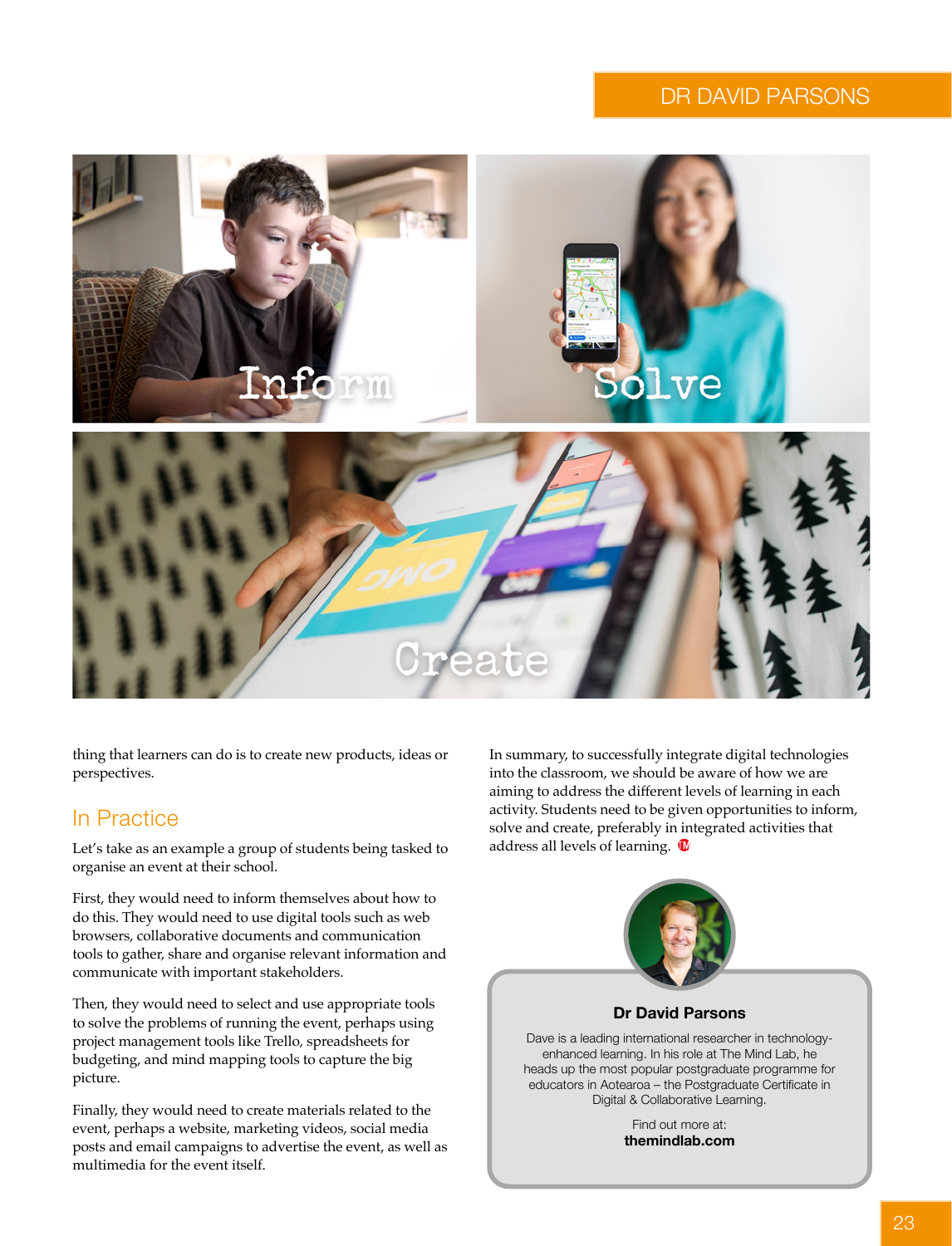thing that learners can do is to create new products, ideas or perspectives.

## In Practice

Let's take as an example a group of students being tasked to organise an event at their school.

First, they would need to inform themselves about how to do this. They would need to use digital tools such as web browsers, collaborative documents and communication tools to gather, share and organise relevant information and communicate with important stakeholders.

Then, they would need to select and use appropriate tools to solve the problems of running the event, perhaps using project management tools like Trello, spreadsheets for budgeting, and mind mapping tools to capture the big picture.

Finally, they would need to create materials related to the event, perhaps a website, marketing videos, social media posts and email campaigns to advertise the event, as well as multimedia for the event itself.

In summary, to successfully integrate digital technologies into the classroom, we should be aware of how we are aiming to address the different levels of learning in each activity. Students need to be given opportunities to inform, solve and create, preferably in integrated activities that address all levels of learning.

**Dr David Parsons**

Dave is a leading international researcher in technology-enhanced learning. In his role at The Mind Lab, he heads up the most popular postgraduate programme for educators in Aotearoa – the Postgraduate Certificate in Digital & Collaborative Learning.

Find out more at:
**themindlab.com**